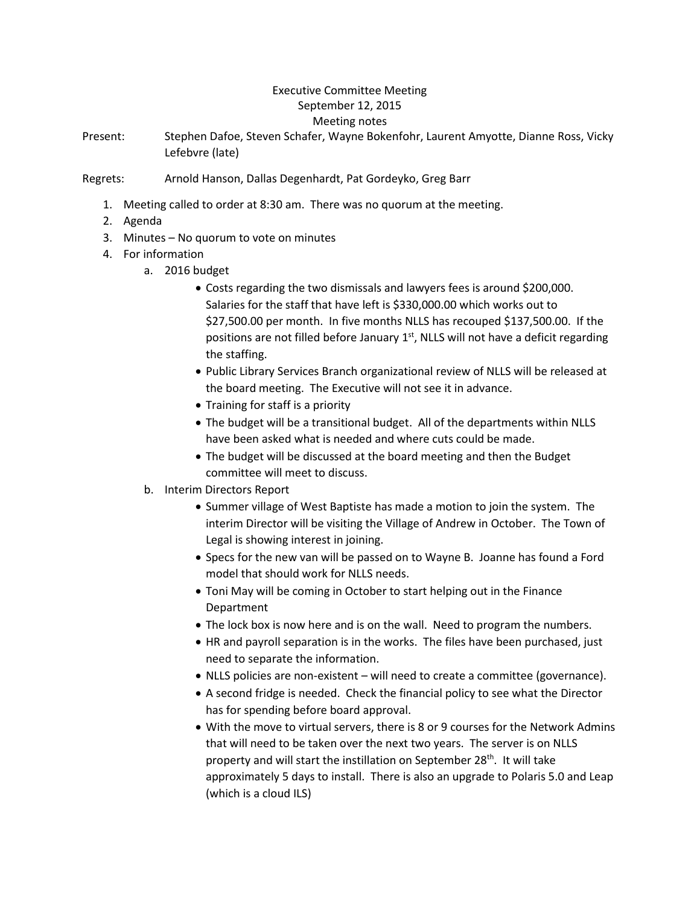Executive Committee Meeting
September 12, 2015
Meeting notes

Present: Stephen Dafoe, Steven Schafer, Wayne Bokenfohr, Laurent Amyotte, Dianne Ross, Vicky Lefebvre (late)

Regrets: Arnold Hanson, Dallas Degenhardt, Pat Gordeyko, Greg Barr

1. Meeting called to order at 8:30 am. There was no quorum at the meeting.
2. Agenda
3. Minutes – No quorum to vote on minutes
4. For information
    a. 2016 budget
        - Costs regarding the two dismissals and lawyers fees is around $200,000. Salaries for the staff that have left is $330,000.00 which works out to $27,500.00 per month. In five months NLLS has recouped $137,500.00. If the positions are not filled before January 1st, NLLS will not have a deficit regarding the staffing.
        - Public Library Services Branch organizational review of NLLS will be released at the board meeting. The Executive will not see it in advance.
        - Training for staff is a priority
        - The budget will be a transitional budget. All of the departments within NLLS have been asked what is needed and where cuts could be made.
        - The budget will be discussed at the board meeting and then the Budget committee will meet to discuss.
    b. Interim Directors Report
        - Summer village of West Baptiste has made a motion to join the system. The interim Director will be visiting the Village of Andrew in October. The Town of Legal is showing interest in joining.
        - Specs for the new van will be passed on to Wayne B. Joanne has found a Ford model that should work for NLLS needs.
        - Toni May will be coming in October to start helping out in the Finance Department
        - The lock box is now here and is on the wall. Need to program the numbers.
        - HR and payroll separation is in the works. The files have been purchased, just need to separate the information.
        - NLLS policies are non-existent – will need to create a committee (governance).
        - A second fridge is needed. Check the financial policy to see what the Director has for spending before board approval.
        - With the move to virtual servers, there is 8 or 9 courses for the Network Admins that will need to be taken over the next two years. The server is on NLLS property and will start the instillation on September 28th. It will take approximately 5 days to install. There is also an upgrade to Polaris 5.0 and Leap (which is a cloud ILS)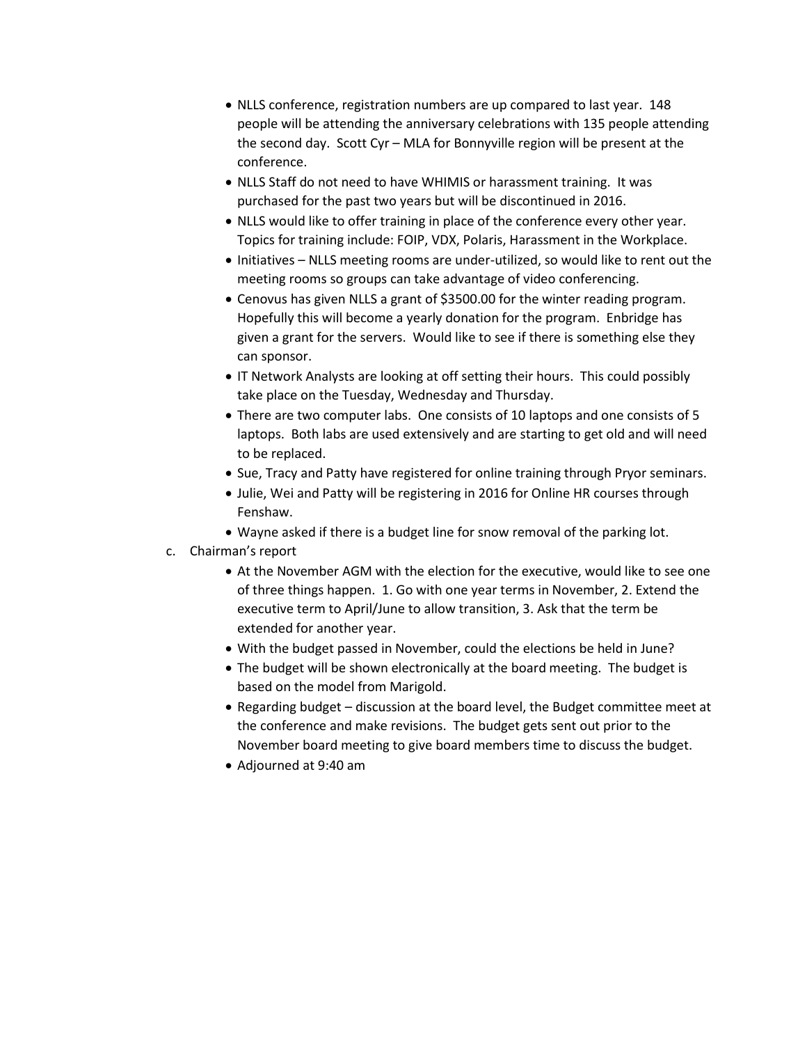- NLLS conference, registration numbers are up compared to last year. 148 people will be attending the anniversary celebrations with 135 people attending the second day. Scott Cyr – MLA for Bonnyville region will be present at the conference.
- NLLS Staff do not need to have WHIMIS or harassment training. It was purchased for the past two years but will be discontinued in 2016.
- NLLS would like to offer training in place of the conference every other year. Topics for training include: FOIP, VDX, Polaris, Harassment in the Workplace.
- Initiatives – NLLS meeting rooms are under-utilized, so would like to rent out the meeting rooms so groups can take advantage of video conferencing.
- Cenovus has given NLLS a grant of $3500.00 for the winter reading program. Hopefully this will become a yearly donation for the program. Enbridge has given a grant for the servers. Would like to see if there is something else they can sponsor.
- IT Network Analysts are looking at off setting their hours. This could possibly take place on the Tuesday, Wednesday and Thursday.
- There are two computer labs. One consists of 10 laptops and one consists of 5 laptops. Both labs are used extensively and are starting to get old and will need to be replaced.
- Sue, Tracy and Patty have registered for online training through Pryor seminars.
- Julie, Wei and Patty will be registering in 2016 for Online HR courses through Fenshaw.
- Wayne asked if there is a budget line for snow removal of the parking lot.

c. Chairman's report

- At the November AGM with the election for the executive, would like to see one of three things happen. 1. Go with one year terms in November, 2. Extend the executive term to April/June to allow transition, 3. Ask that the term be extended for another year.
- With the budget passed in November, could the elections be held in June?
- The budget will be shown electronically at the board meeting. The budget is based on the model from Marigold.
- Regarding budget – discussion at the board level, the Budget committee meet at the conference and make revisions. The budget gets sent out prior to the November board meeting to give board members time to discuss the budget.
- Adjourned at 9:40 am